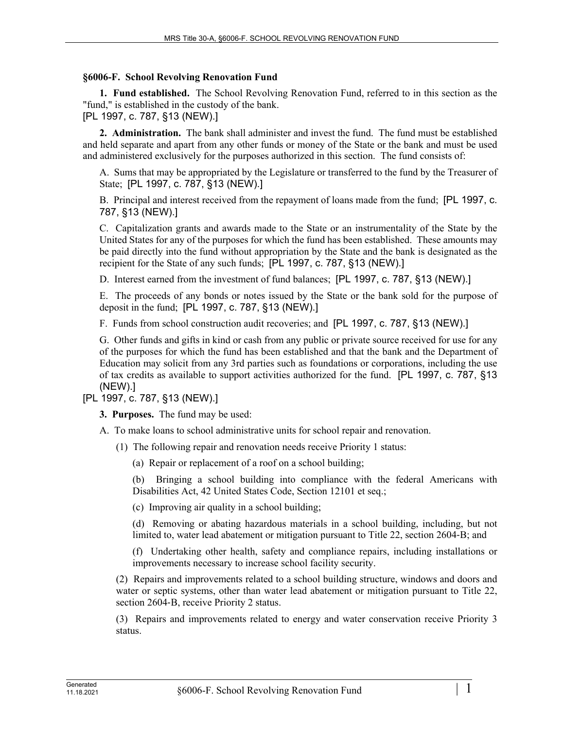**§6006-F. School Revolving Renovation Fund**

**1. Fund established.** The School Revolving Renovation Fund, referred to in this section as the "fund," is established in the custody of the bank.
[PL 1997, c. 787, §13 (NEW).]

**2. Administration.** The bank shall administer and invest the fund. The fund must be established and held separate and apart from any other funds or money of the State or the bank and must be used and administered exclusively for the purposes authorized in this section. The fund consists of:

A. Sums that may be appropriated by the Legislature or transferred to the fund by the Treasurer of State; [PL 1997, c. 787, §13 (NEW).]

B. Principal and interest received from the repayment of loans made from the fund; [PL 1997, c. 787, §13 (NEW).]

C. Capitalization grants and awards made to the State or an instrumentality of the State by the United States for any of the purposes for which the fund has been established. These amounts may be paid directly into the fund without appropriation by the State and the bank is designated as the recipient for the State of any such funds; [PL 1997, c. 787, §13 (NEW).]

D. Interest earned from the investment of fund balances; [PL 1997, c. 787, §13 (NEW).]

E. The proceeds of any bonds or notes issued by the State or the bank sold for the purpose of deposit in the fund; [PL 1997, c. 787, §13 (NEW).]

F. Funds from school construction audit recoveries; and [PL 1997, c. 787, §13 (NEW).]

G. Other funds and gifts in kind or cash from any public or private source received for use for any of the purposes for which the fund has been established and that the bank and the Department of Education may solicit from any 3rd parties such as foundations or corporations, including the use of tax credits as available to support activities authorized for the fund. [PL 1997, c. 787, §13 (NEW).]

[PL 1997, c. 787, §13 (NEW).]

**3. Purposes.** The fund may be used:

A. To make loans to school administrative units for school repair and renovation.

(1) The following repair and renovation needs receive Priority 1 status:

(a) Repair or replacement of a roof on a school building;

(b) Bringing a school building into compliance with the federal Americans with Disabilities Act, 42 United States Code, Section 12101 et seq.;

(c) Improving air quality in a school building;

(d) Removing or abating hazardous materials in a school building, including, but not limited to, water lead abatement or mitigation pursuant to Title 22, section 2604-B; and

(f) Undertaking other health, safety and compliance repairs, including installations or improvements necessary to increase school facility security.

(2) Repairs and improvements related to a school building structure, windows and doors and water or septic systems, other than water lead abatement or mitigation pursuant to Title 22, section 2604-B, receive Priority 2 status.

(3) Repairs and improvements related to energy and water conservation receive Priority 3 status.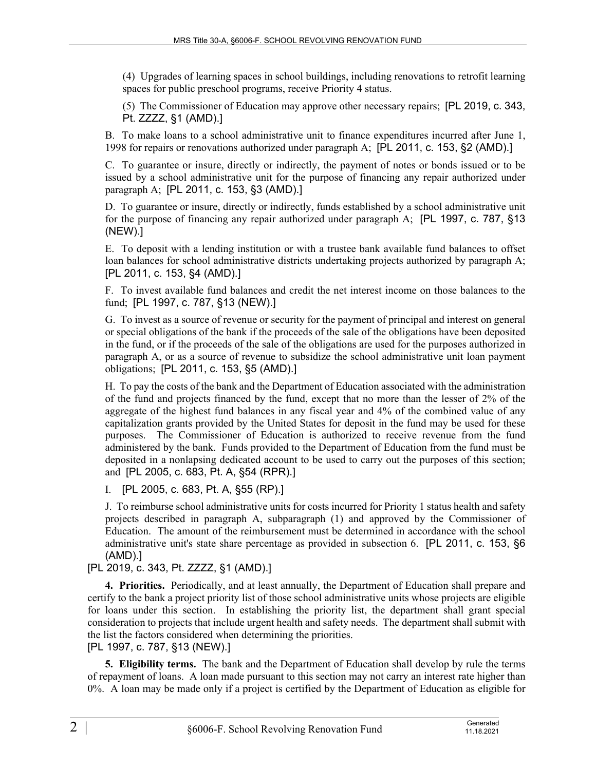(4) Upgrades of learning spaces in school buildings, including renovations to retrofit learning spaces for public preschool programs, receive Priority 4 status.

(5) The Commissioner of Education may approve other necessary repairs; [PL 2019, c. 343, Pt. ZZZZ, §1 (AMD).]

B. To make loans to a school administrative unit to finance expenditures incurred after June 1, 1998 for repairs or renovations authorized under paragraph A; [PL 2011, c. 153, §2 (AMD).]

C. To guarantee or insure, directly or indirectly, the payment of notes or bonds issued or to be issued by a school administrative unit for the purpose of financing any repair authorized under paragraph A; [PL 2011, c. 153, §3 (AMD).]

D. To guarantee or insure, directly or indirectly, funds established by a school administrative unit for the purpose of financing any repair authorized under paragraph A; [PL 1997, c. 787, §13 (NEW).]

E. To deposit with a lending institution or with a trustee bank available fund balances to offset loan balances for school administrative districts undertaking projects authorized by paragraph A; [PL 2011, c. 153, §4 (AMD).]

F. To invest available fund balances and credit the net interest income on those balances to the fund; [PL 1997, c. 787, §13 (NEW).]

G. To invest as a source of revenue or security for the payment of principal and interest on general or special obligations of the bank if the proceeds of the sale of the obligations have been deposited in the fund, or if the proceeds of the sale of the obligations are used for the purposes authorized in paragraph A, or as a source of revenue to subsidize the school administrative unit loan payment obligations; [PL 2011, c. 153, §5 (AMD).]

H. To pay the costs of the bank and the Department of Education associated with the administration of the fund and projects financed by the fund, except that no more than the lesser of 2% of the aggregate of the highest fund balances in any fiscal year and 4% of the combined value of any capitalization grants provided by the United States for deposit in the fund may be used for these purposes. The Commissioner of Education is authorized to receive revenue from the fund administered by the bank. Funds provided to the Department of Education from the fund must be deposited in a nonlapsing dedicated account to be used to carry out the purposes of this section; and [PL 2005, c. 683, Pt. A, §54 (RPR).]

I. [PL 2005, c. 683, Pt. A, §55 (RP).]

J. To reimburse school administrative units for costs incurred for Priority 1 status health and safety projects described in paragraph A, subparagraph (1) and approved by the Commissioner of Education. The amount of the reimbursement must be determined in accordance with the school administrative unit's state share percentage as provided in subsection 6. [PL 2011, c. 153, §6 (AMD).]

[PL 2019, c. 343, Pt. ZZZZ, §1 (AMD).]

**4. Priorities.** Periodically, and at least annually, the Department of Education shall prepare and certify to the bank a project priority list of those school administrative units whose projects are eligible for loans under this section. In establishing the priority list, the department shall grant special consideration to projects that include urgent health and safety needs. The department shall submit with the list the factors considered when determining the priorities.

[PL 1997, c. 787, §13 (NEW).]

**5. Eligibility terms.** The bank and the Department of Education shall develop by rule the terms of repayment of loans. A loan made pursuant to this section may not carry an interest rate higher than 0%. A loan may be made only if a project is certified by the Department of Education as eligible for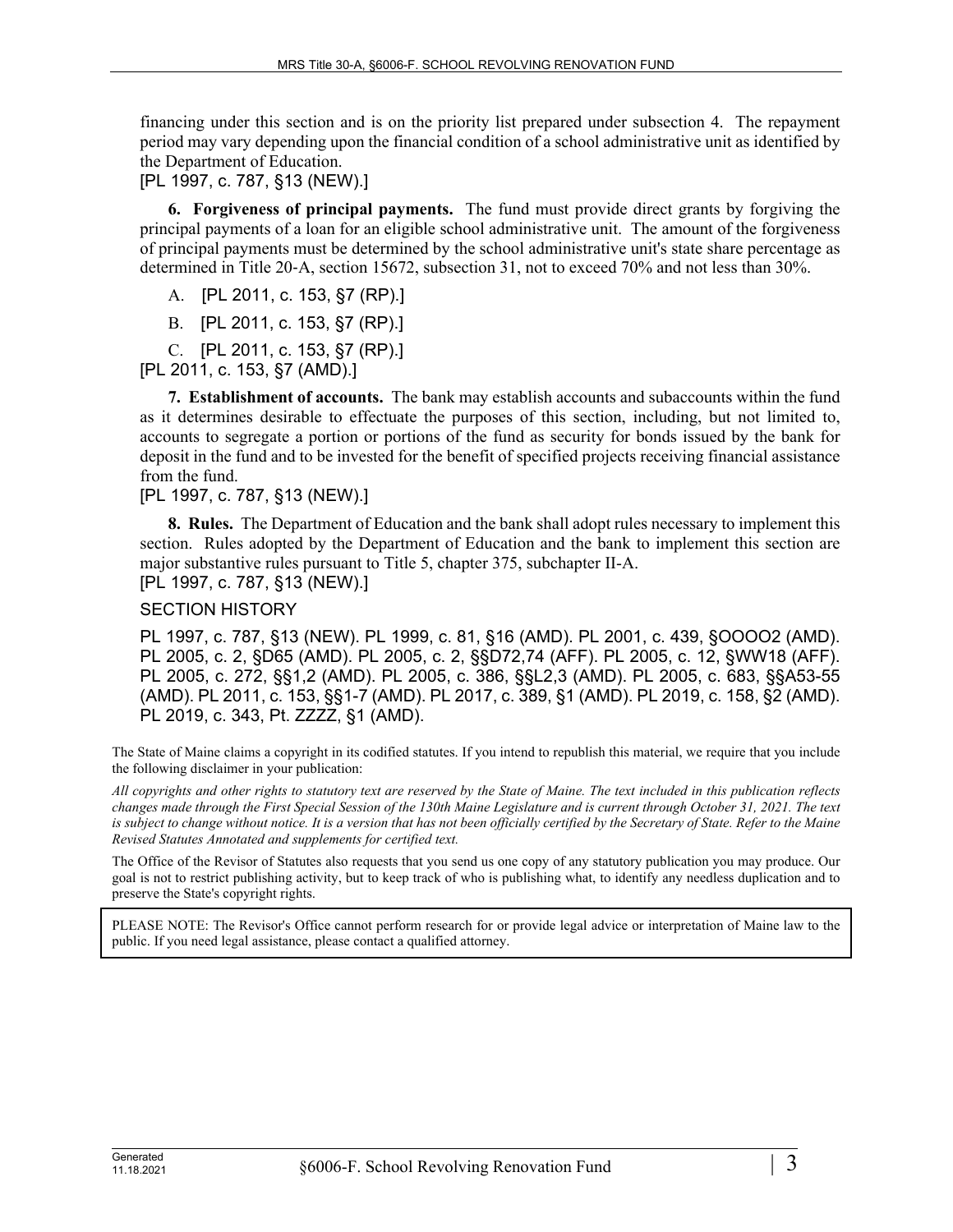financing under this section and is on the priority list prepared under subsection 4. The repayment period may vary depending upon the financial condition of a school administrative unit as identified by the Department of Education.

[PL 1997, c. 787, §13 (NEW).]

**6. Forgiveness of principal payments.** The fund must provide direct grants by forgiving the principal payments of a loan for an eligible school administrative unit. The amount of the forgiveness of principal payments must be determined by the school administrative unit's state share percentage as determined in Title 20-A, section 15672, subsection 31, not to exceed 70% and not less than 30%.

A. [PL 2011, c. 153, §7 (RP).]

B. [PL 2011, c. 153, §7 (RP).]

C. [PL 2011, c. 153, §7 (RP).]

[PL 2011, c. 153, §7 (AMD).]

**7. Establishment of accounts.** The bank may establish accounts and subaccounts within the fund as it determines desirable to effectuate the purposes of this section, including, but not limited to, accounts to segregate a portion or portions of the fund as security for bonds issued by the bank for deposit in the fund and to be invested for the benefit of specified projects receiving financial assistance from the fund.

[PL 1997, c. 787, §13 (NEW).]

**8. Rules.** The Department of Education and the bank shall adopt rules necessary to implement this section. Rules adopted by the Department of Education and the bank to implement this section are major substantive rules pursuant to Title 5, chapter 375, subchapter II-A.

[PL 1997, c. 787, §13 (NEW).]

SECTION HISTORY

PL 1997, c. 787, §13 (NEW). PL 1999, c. 81, §16 (AMD). PL 2001, c. 439, §OOOO2 (AMD). PL 2005, c. 2, §D65 (AMD). PL 2005, c. 2, §§D72,74 (AFF). PL 2005, c. 12, §WW18 (AFF). PL 2005, c. 272, §§1,2 (AMD). PL 2005, c. 386, §§L2,3 (AMD). PL 2005, c. 683, §§A53-55 (AMD). PL 2011, c. 153, §§1-7 (AMD). PL 2017, c. 389, §1 (AMD). PL 2019, c. 158, §2 (AMD). PL 2019, c. 343, Pt. ZZZZ, §1 (AMD).

The State of Maine claims a copyright in its codified statutes. If you intend to republish this material, we require that you include the following disclaimer in your publication:

*All copyrights and other rights to statutory text are reserved by the State of Maine. The text included in this publication reflects changes made through the First Special Session of the 130th Maine Legislature and is current through October 31, 2021. The text is subject to change without notice. It is a version that has not been officially certified by the Secretary of State. Refer to the Maine Revised Statutes Annotated and supplements for certified text.*

The Office of the Revisor of Statutes also requests that you send us one copy of any statutory publication you may produce. Our goal is not to restrict publishing activity, but to keep track of who is publishing what, to identify any needless duplication and to preserve the State's copyright rights.

PLEASE NOTE: The Revisor's Office cannot perform research for or provide legal advice or interpretation of Maine law to the public. If you need legal assistance, please contact a qualified attorney.